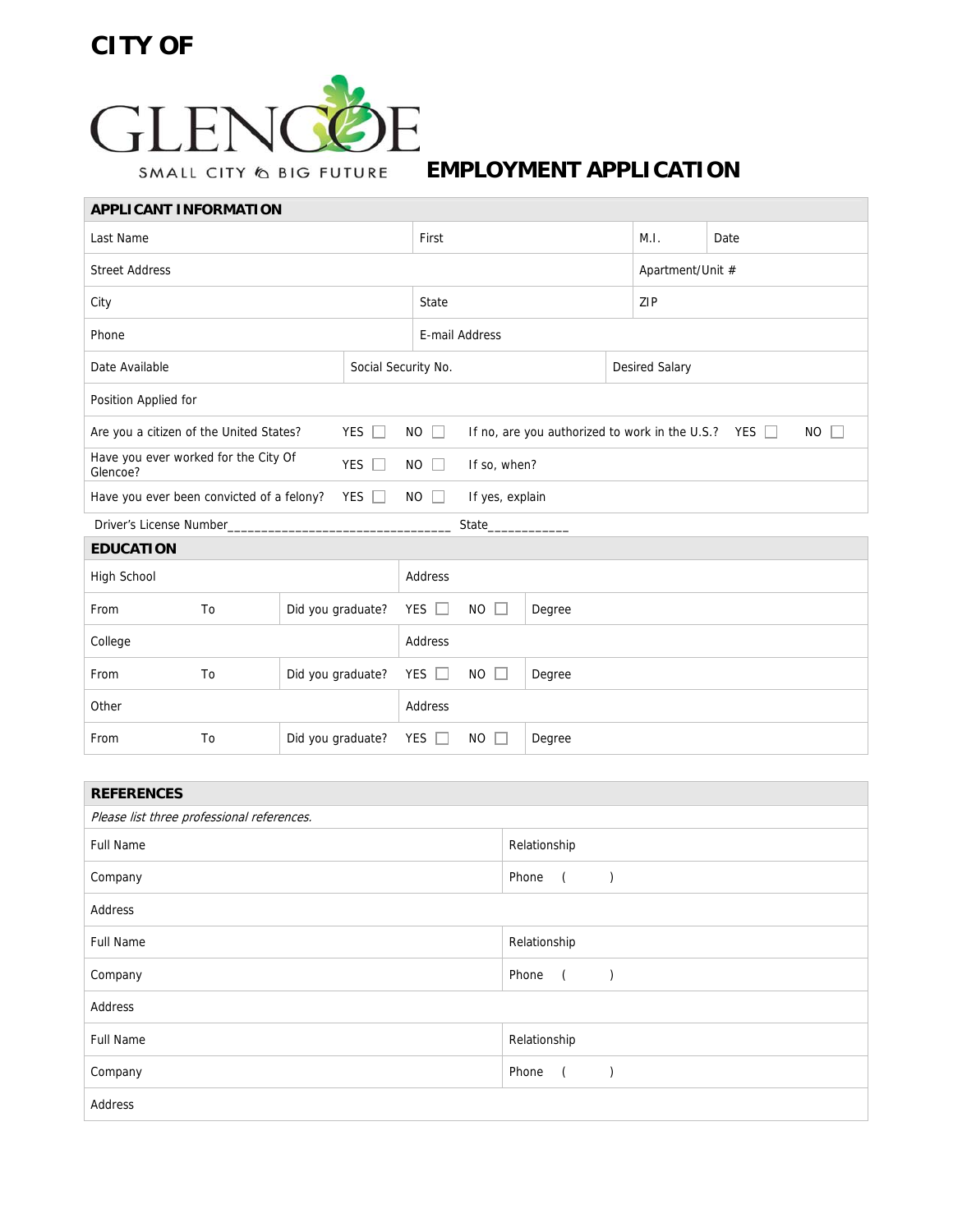# CITY OF GLENCOE

SMALL CITY BIG FUTURE

# EMPLOYMENT APPLICATION

## APPLICANT INFORMATION

| Last Name | First | M.I. | Date |
|---|---|---|---|
| Street Address | | Apartment/Unit # | |
| City | State | ZIP | |
| Phone | E-mail Address | | |

| Date Available | Social Security No. | Desired Salary |
|---|---|---|
| Position Applied for | | |

| | | | |
|---|---|---|---|
| Are you a citizen of the United States? | YES ☐ NO ☐ | If no, are you authorized to work in the U.S.? | YES ☐ NO ☐ |
| Have you ever worked for the City Of Glencoe? | YES ☐ NO ☐ | If so, when? | |
| Have you ever been convicted of a felony? | YES ☐ NO ☐ | If yes, explain | |

Driver's License Number________________________________ State___________

## EDUCATION

| | | | | |
|---|---|---|---|---|
| High School | | Address | | |
| From | To | Did you graduate? | YES ☐ NO ☐ | Degree |
| College | | Address | | |
| From | To | Did you graduate? | YES ☐ NO ☐ | Degree |
| Other | | Address | | |
| From | To | Did you graduate? | YES ☐ NO ☐ | Degree |

## REFERENCES

*Please list three professional references.*

| | |
|---|---|
| Full Name | Relationship |
| Company | Phone ( ) |
| Address | |
| Full Name | Relationship |
| Company | Phone ( ) |
| Address | |
| Full Name | Relationship |
| Company | Phone ( ) |
| Address | |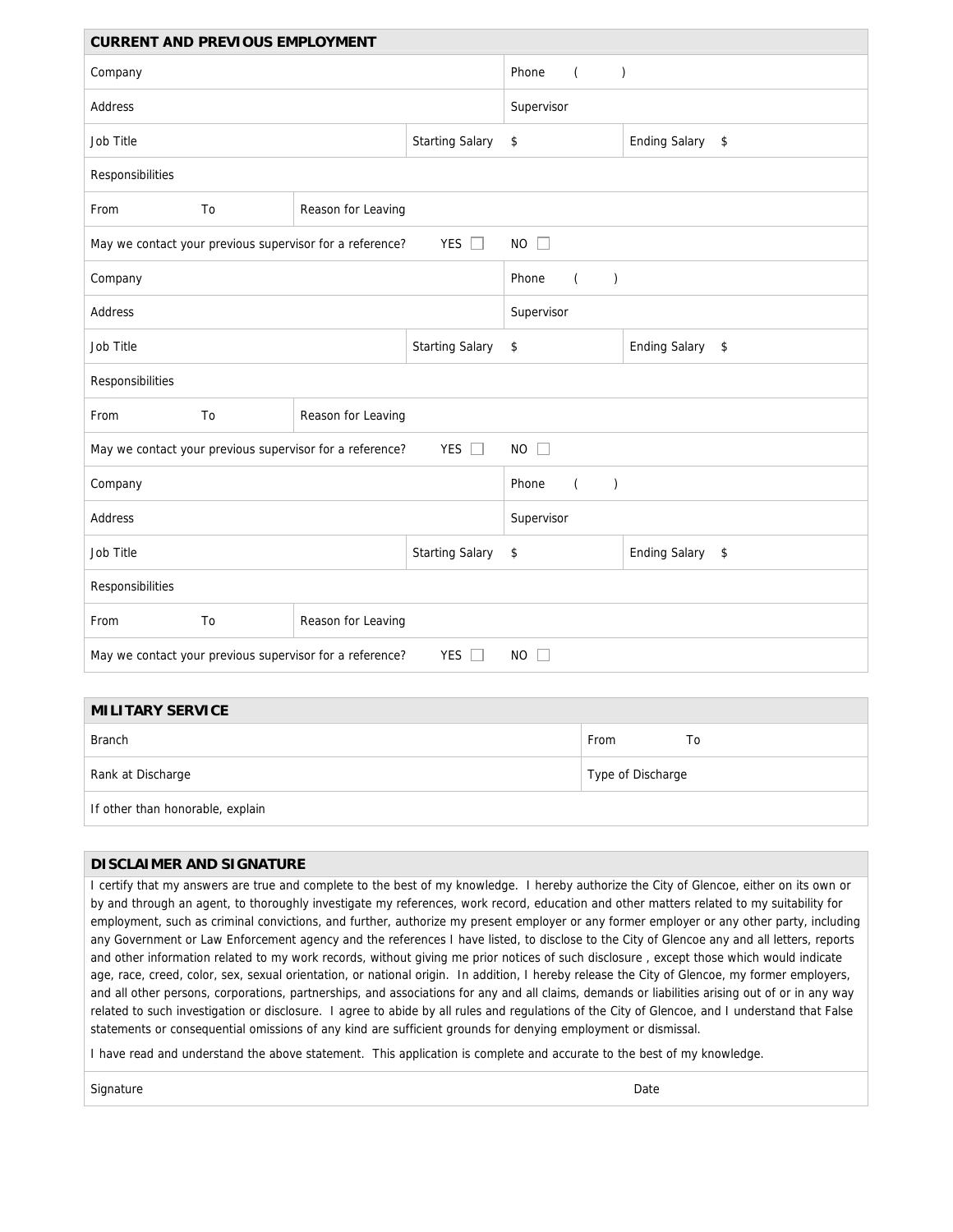## CURRENT AND PREVIOUS EMPLOYMENT

| | | | |
|---|---|---|---|
| Company | | Phone ( ) | |
| Address | | Supervisor | |
| Job Title | Starting Salary | $ | Ending Salary $ |
| Responsibilities | | | |
| From To | Reason for Leaving | | |
| May we contact your previous supervisor for a reference? YES ☐ | | NO ☐ | |
| Company | | Phone ( ) | |
| Address | | Supervisor | |
| Job Title | Starting Salary | $ | Ending Salary $ |
| Responsibilities | | | |
| From To | Reason for Leaving | | |
| May we contact your previous supervisor for a reference? YES ☐ | | NO ☐ | |
| Company | | Phone ( ) | |
| Address | | Supervisor | |
| Job Title | Starting Salary | $ | Ending Salary $ |
| Responsibilities | | | |
| From To | Reason for Leaving | | |
| May we contact your previous supervisor for a reference? YES ☐ | | NO ☐ | |

## MILITARY SERVICE

| | |
|---|---|
| Branch | From To |
| Rank at Discharge | Type of Discharge |
| If other than honorable, explain | |

## DISCLAIMER AND SIGNATURE

I certify that my answers are true and complete to the best of my knowledge. I hereby authorize the City of Glencoe, either on its own or by and through an agent, to thoroughly investigate my references, work record, education and other matters related to my suitability for employment, such as criminal convictions, and further, authorize my present employer or any former employer or any other party, including any Government or Law Enforcement agency and the references I have listed, to disclose to the City of Glencoe any and all letters, reports and other information related to my work records, without giving me prior notices of such disclosure , except those which would indicate age, race, creed, color, sex, sexual orientation, or national origin. In addition, I hereby release the City of Glencoe, my former employers, and all other persons, corporations, partnerships, and associations for any and all claims, demands or liabilities arising out of or in any way related to such investigation or disclosure. I agree to abide by all rules and regulations of the City of Glencoe, and I understand that False statements or consequential omissions of any kind are sufficient grounds for denying employment or dismissal.

I have read and understand the above statement. This application is complete and accurate to the best of my knowledge.

| | |
|---|---|
| Signature | Date |